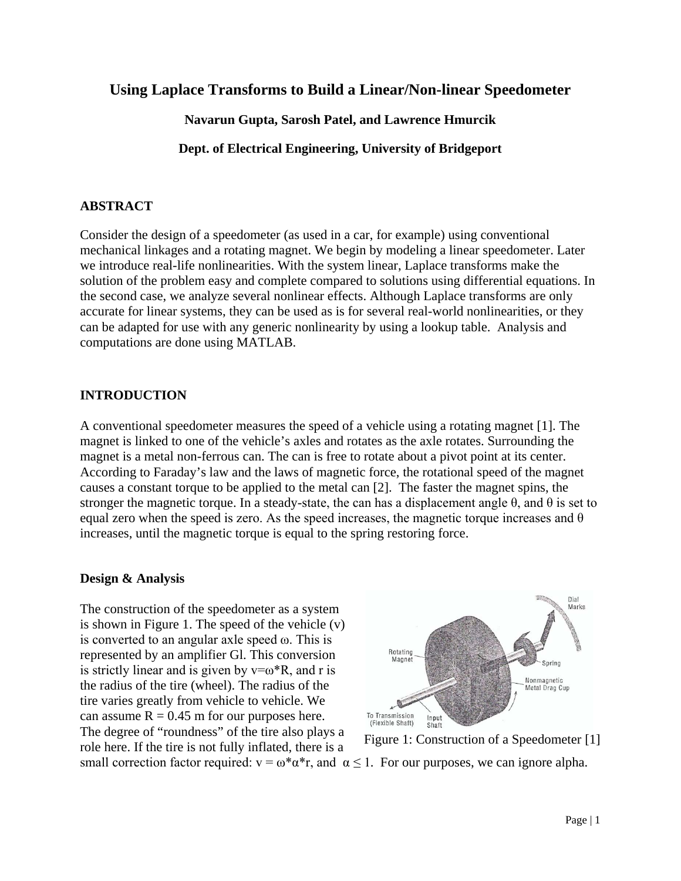# Using Laplace Transforms to Build a Linear/Non-linear Speedometer

**Navarun Gupta, Sarosh Patel, and Lawrence Hmurcik**

**Dept. of Electrical Engineering, University of Bridgeport**

## ABSTRACT

Consider the design of a speedometer (as used in a car, for example) using conventional mechanical linkages and a rotating magnet. We begin by modeling a linear speedometer. Later we introduce real-life nonlinearities. With the system linear, Laplace transforms make the solution of the problem easy and complete compared to solutions using differential equations. In the second case, we analyze several nonlinear effects. Although Laplace transforms are only accurate for linear systems, they can be used as is for several real-world nonlinearities, or they can be adapted for use with any generic nonlinearity by using a lookup table. Analysis and computations are done using MATLAB.

## INTRODUCTION

A conventional speedometer measures the speed of a vehicle using a rotating magnet [1]. The magnet is linked to one of the vehicle's axles and rotates as the axle rotates. Surrounding the magnet is a metal non-ferrous can. The can is free to rotate about a pivot point at its center. According to Faraday's law and the laws of magnetic force, the rotational speed of the magnet causes a constant torque to be applied to the metal can [2]. The faster the magnet spins, the stronger the magnetic torque. In a steady-state, the can has a displacement angle $\theta$, and $\theta$ is set to equal zero when the speed is zero. As the speed increases, the magnetic torque increases and $\theta$ increases, until the magnetic torque is equal to the spring restoring force.

### Design & Analysis

The construction of the speedometer as a system is shown in Figure 1. The speed of the vehicle (v) is converted to an angular axle speed $\omega$. This is represented by an amplifier Gl. This conversion is strictly linear and is given by $v=\omega*R$, and r is the radius of the tire (wheel). The radius of the tire varies greatly from vehicle to vehicle. We can assume $R = 0.45$ m for our purposes here. The degree of "roundness" of the tire also plays a role here. If the tire is not fully inflated, there is a small correction factor required: $v = \omega*\alpha*r$, and $\alpha \leq 1$. For our purposes, we can ignore alpha.

Figure 1: Construction of a Speedometer [1]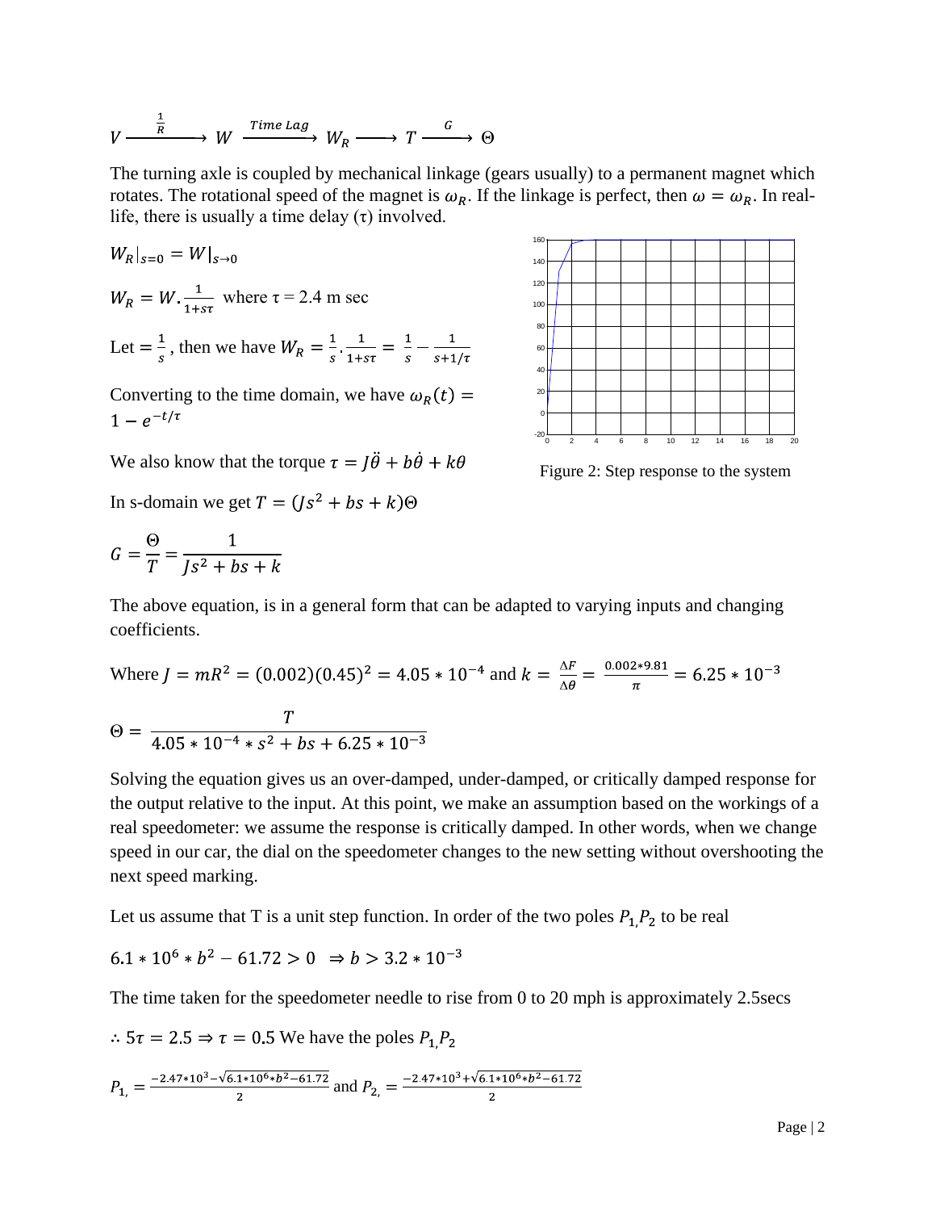$$V \xrightarrow{\frac{1}{R}} W \xrightarrow{Time\ Lag} W_R \longrightarrow T \xrightarrow{G} \Theta$$

The turning axle is coupled by mechanical linkage (gears usually) to a permanent magnet which rotates. The rotational speed of the magnet is $\omega_R$. If the linkage is perfect, then $\omega = \omega_R$. In real-life, there is usually a time delay (τ) involved.

$$W_R|_{s=0} = W|_{s\to 0}$$

$W_R = W.\frac{1}{1+s\tau}$ where τ = 2.4 m sec

Let $= \frac{1}{s}$ , then we have $W_R = \frac{1}{s}.\frac{1}{1+s\tau} = \frac{1}{s} - \frac{1}{s+1/\tau}$

Converting to the time domain, we have $\omega_R(t) = 1 - e^{-t/\tau}$

Figure 2: Step response to the system

We also know that the torque $\tau = J\ddot{\theta} + b\dot{\theta} + k\theta$

In s-domain we get $T = (Js^2 + bs + k)\Theta$

$$G = \frac{\Theta}{T} = \frac{1}{Js^2 + bs + k}$$

The above equation, is in a general form that can be adapted to varying inputs and changing coefficients.

Where $J = mR^2 = (0.002)(0.45)^2 = 4.05 * 10^{-4}$ and $k = \frac{\Delta F}{\Delta \theta} = \frac{0.002*9.81}{\pi} = 6.25 * 10^{-3}$

$$\Theta = \frac{T}{4.05 * 10^{-4} * s^2 + bs + 6.25 * 10^{-3}}$$

Solving the equation gives us an over-damped, under-damped, or critically damped response for the output relative to the input. At this point, we make an assumption based on the workings of a real speedometer: we assume the response is critically damped. In other words, when we change speed in our car, the dial on the speedometer changes to the new setting without overshooting the next speed marking.

Let us assume that T is a unit step function. In order of the two poles $P_{1,}P_2$ to be real

$$6.1 * 10^6 * b^2 - 61.72 > 0 \ \Rightarrow b > 3.2 * 10^{-3}$$

The time taken for the speedometer needle to rise from 0 to 20 mph is approximately 2.5secs

$\therefore 5\tau = 2.5 \Rightarrow \tau = 0.5$ We have the poles $P_{1,}P_2$

$P_{1,} = \frac{-2.47*10^3 - \sqrt{6.1*10^6*b^2 - 61.72}}{2}$ and $P_{2,} = \frac{-2.47*10^3 + \sqrt{6.1*10^6*b^2 - 61.72}}{2}$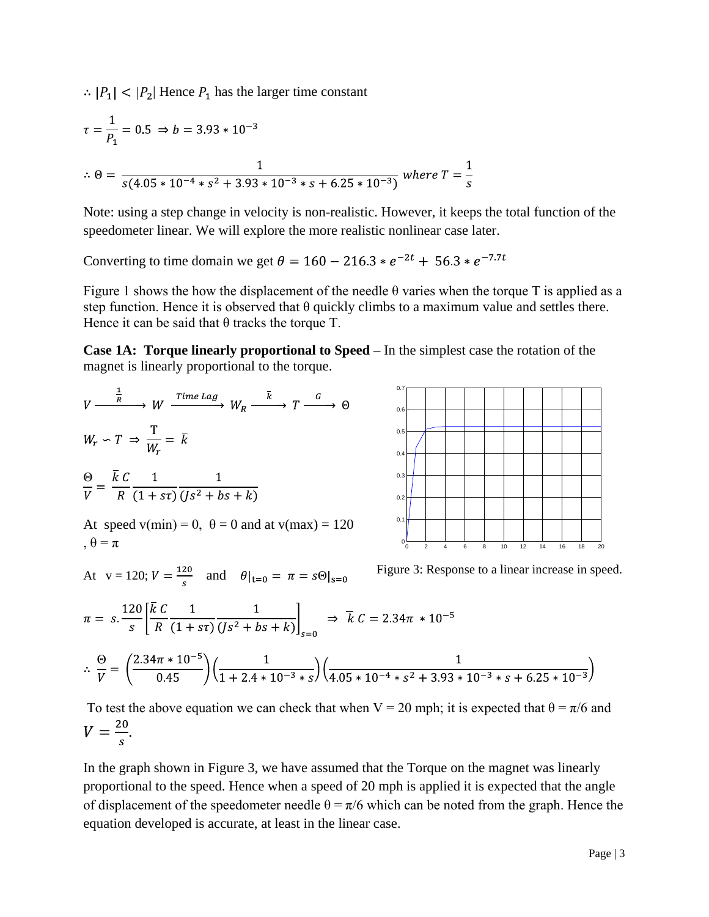$\therefore |P_1| < |P_2|$ Hence $P_1$ has the larger time constant

$$\tau = \frac{1}{P_1} = 0.5 \; \Rightarrow b = 3.93 * 10^{-3}$$

$$\therefore \Theta = \frac{1}{s(4.05 * 10^{-4} * s^2 + 3.93 * 10^{-3} * s + 6.25 * 10^{-3})} \; where \; T = \frac{1}{s}$$

Note: using a step change in velocity is non-realistic. However, it keeps the total function of the speedometer linear. We will explore the more realistic nonlinear case later.

Converting to time domain we get $\theta = 160 - 216.3 * e^{-2t} + 56.3 * e^{-7.7t}$

Figure 1 shows the how the displacement of the needle θ varies when the torque T is applied as a step function. Hence it is observed that θ quickly climbs to a maximum value and settles there. Hence it can be said that θ tracks the torque T.

**Case 1A: Torque linearly proportional to Speed** – In the simplest case the rotation of the magnet is linearly proportional to the torque.

$$V \xrightarrow{\frac{1}{R}} W \xrightarrow{Time\ Lag} W_R \xrightarrow{\bar{k}} T \xrightarrow{G} \Theta$$

$$W_r \backsim T \; \Rightarrow \; \frac{\mathrm{T}}{W_r} = \; \bar{k}$$

$$\frac{\Theta}{V} = \frac{\bar{k}\, C}{R} \frac{1}{(1 + s\tau)} \frac{1}{(Js^2 + bs + k)}$$

At speed v(min) = 0, θ = 0 and at v(max) = 120 , θ = π

At v = 120; $V = \frac{120}{s}$ and $\theta|_{t=0} = \pi = s\Theta|_{s=0}$

Figure 3: Response to a linear increase in speed.

$$\pi = s.\frac{120}{s}\left[\frac{\bar{k}\, C}{R} \frac{1}{(1 + s\tau)} \frac{1}{(Js^2 + bs + k)}\right]_{s=0} \; \Rightarrow \; \bar{k}\, C = 2.34\pi \, * 10^{-5}$$

$$\therefore \frac{\Theta}{V} = \left(\frac{2.34\pi * 10^{-5}}{0.45}\right)\left(\frac{1}{1 + 2.4 * 10^{-3} * s}\right)\left(\frac{1}{4.05 * 10^{-4} * s^2 + 3.93 * 10^{-3} * s + 6.25 * 10^{-3}}\right)$$

To test the above equation we can check that when V = 20 mph; it is expected that θ = π/6 and $V = \frac{20}{s}$.

In the graph shown in Figure 3, we have assumed that the Torque on the magnet was linearly proportional to the speed. Hence when a speed of 20 mph is applied it is expected that the angle of displacement of the speedometer needle θ = π/6 which can be noted from the graph. Hence the equation developed is accurate, at least in the linear case.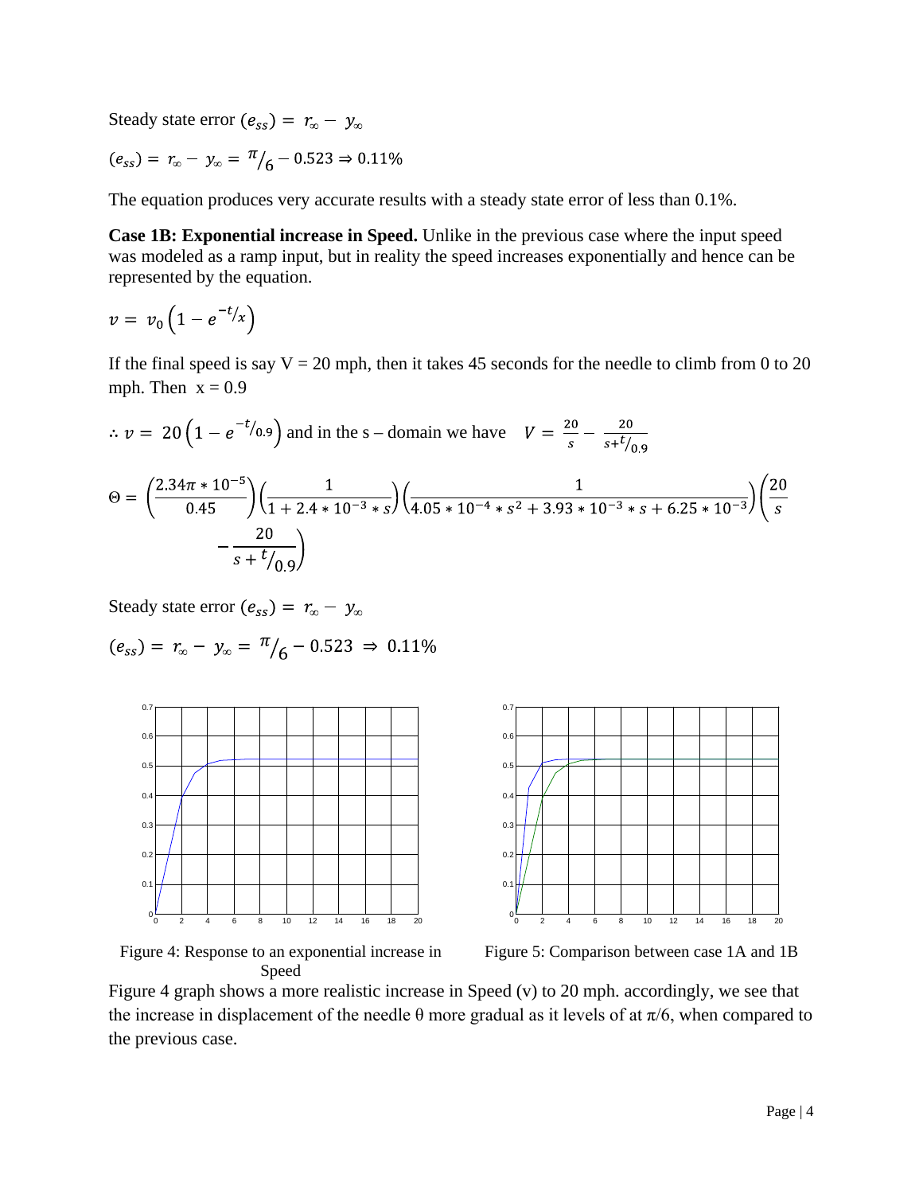Steady state error $(e_{ss}) = r_\infty - y_\infty$

$$(e_{ss}) = r_\infty - y_\infty = \pi/_6 - 0.523 \Rightarrow 0.11\%$$

The equation produces very accurate results with a steady state error of less than 0.1%.

**Case 1B: Exponential increase in Speed.** Unlike in the previous case where the input speed was modeled as a ramp input, but in reality the speed increases exponentially and hence can be represented by the equation.

$$v = v_0 \left(1 - e^{-t/x}\right)$$

If the final speed is say V = 20 mph, then it takes 45 seconds for the needle to climb from 0 to 20 mph. Then x = 0.9

$\therefore v = 20\left(1 - e^{-t/0.9}\right)$ and in the s – domain we have $V = \frac{20}{s} - \frac{20}{s+t/_{0.9}}$

$$\Theta = \left(\frac{2.34\pi * 10^{-5}}{0.45}\right)\left(\frac{1}{1 + 2.4 * 10^{-3} * s}\right)\left(\frac{1}{4.05 * 10^{-4} * s^2 + 3.93 * 10^{-3} * s + 6.25 * 10^{-3}}\right)\left(\frac{20}{s} - \frac{20}{s + t/_{0.9}}\right)$$

Steady state error $(e_{ss}) = r_\infty - y_\infty$

$$(e_{ss}) = r_\infty - y_\infty = \pi/_6 - 0.523 \Rightarrow 0.11\%$$

Figure 4: Response to an exponential increase in Speed

Figure 5: Comparison between case 1A and 1B

Figure 4 graph shows a more realistic increase in Speed (v) to 20 mph. accordingly, we see that the increase in displacement of the needle θ more gradual as it levels of at π/6, when compared to the previous case.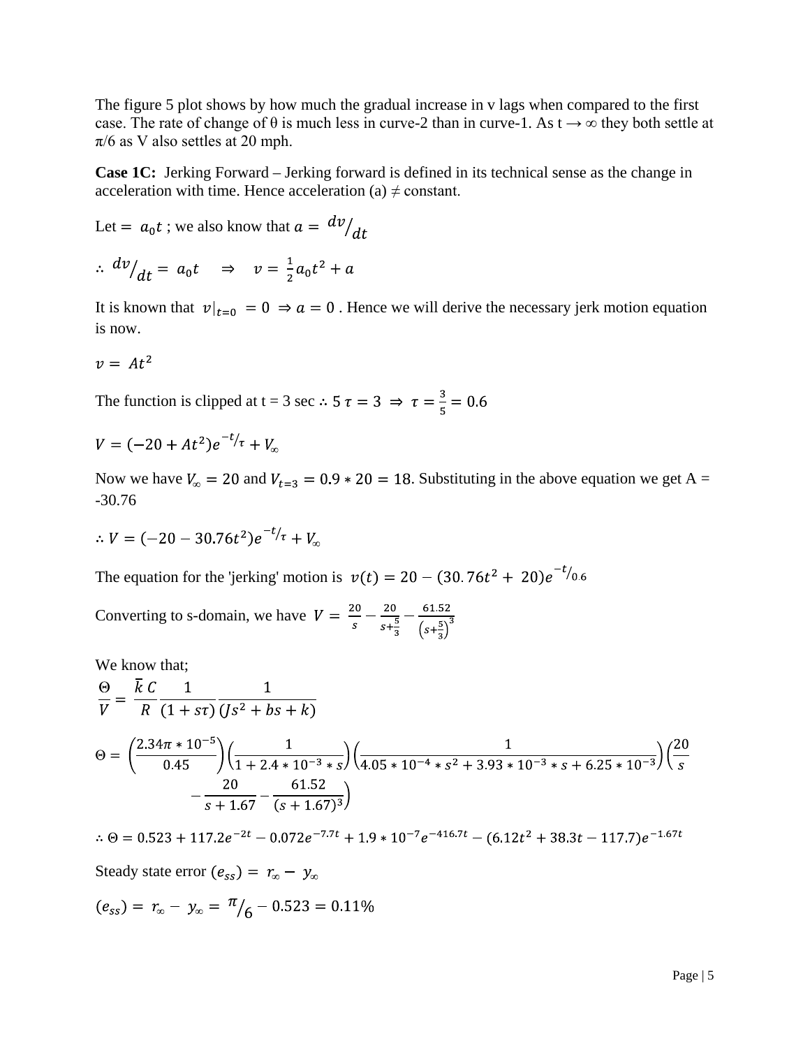The figure 5 plot shows by how much the gradual increase in v lags when compared to the first case. The rate of change of θ is much less in curve-2 than in curve-1. As t → ∞ they both settle at π/6 as V also settles at 20 mph.

**Case 1C:** Jerking Forward – Jerking forward is defined in its technical sense as the change in acceleration with time. Hence acceleration (a) ≠ constant.

Let $= a_0 t$ ; we also know that $a = {dv}/{dt}$

$\therefore {dv}/{dt} = a_0 t \quad \Rightarrow \quad v = \frac{1}{2} a_0 t^2 + a$

It is known that $v|_{t=0} = 0 \Rightarrow a = 0$ . Hence we will derive the necessary jerk motion equation is now.

$v = At^2$

The function is clipped at t = 3 sec $\therefore 5\,\tau = 3 \Rightarrow \tau = \frac{3}{5} = 0.6$

$V = (-20 + At^2)e^{-t/\tau} + V_\infty$

Now we have $V_\infty = 20$ and $V_{t=3} = 0.9 * 20 = 18$. Substituting in the above equation we get A = -30.76

$\therefore V = (-20 - 30.76t^2)e^{-t/\tau} + V_\infty$

The equation for the 'jerking' motion is $v(t) = 20 - (30.76t^2 + 20)e^{-t/0.6}$

Converting to s-domain, we have $V = \frac{20}{s} - \frac{20}{s+\frac{5}{3}} - \frac{61.52}{\left(s+\frac{5}{3}\right)^3}$

We know that;

$$\frac{\Theta}{V} = \frac{\bar{k}\,C}{R}\frac{1}{(1+s\tau)}\frac{1}{(Js^2+bs+k)}$$

$$\Theta = \left(\frac{2.34\pi * 10^{-5}}{0.45}\right)\left(\frac{1}{1 + 2.4 * 10^{-3} * s}\right)\left(\frac{1}{4.05 * 10^{-4} * s^2 + 3.93 * 10^{-3} * s + 6.25 * 10^{-3}}\right)\left(\frac{20}{s} - \frac{20}{s+1.67} - \frac{61.52}{(s+1.67)^3}\right)$$

$$\therefore \Theta = 0.523 + 117.2e^{-2t} - 0.072e^{-7.7t} + 1.9 * 10^{-7}e^{-416.7t} - (6.12t^2 + 38.3t - 117.7)e^{-1.67t}$$

Steady state error $(e_{ss}) = r_\infty - y_\infty$

$(e_{ss}) = r_\infty - y_\infty = {\pi}/{6} - 0.523 = 0.11\%$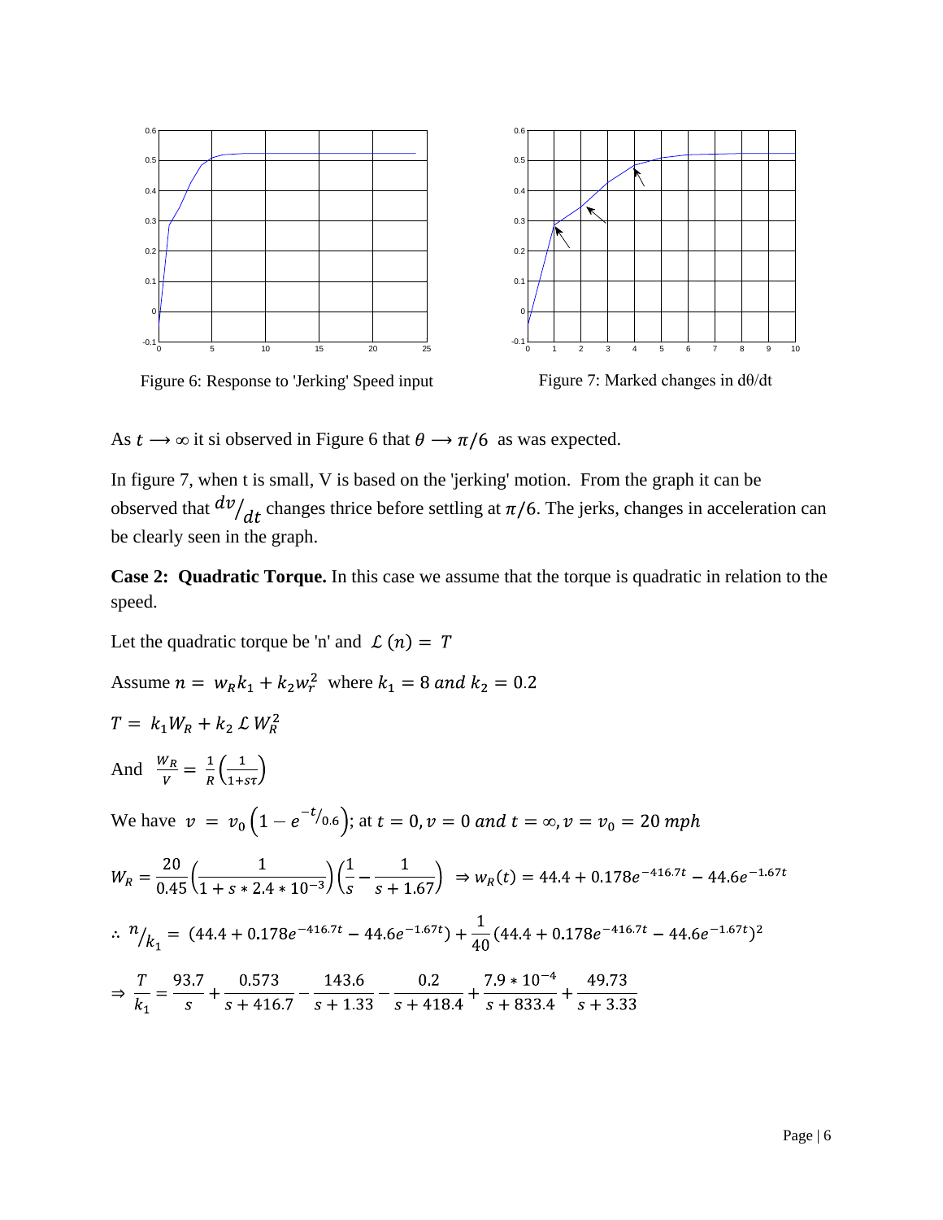Figure 6: Response to 'Jerking' Speed input

Figure 7: Marked changes in dθ/dt

As $t \longrightarrow \infty$ it si observed in Figure 6 that $\theta \longrightarrow \pi/6$ as was expected.

In figure 7, when t is small, V is based on the 'jerking' motion. From the graph it can be observed that $dv/_{dt}$ changes thrice before settling at $\pi/6$. The jerks, changes in acceleration can be clearly seen in the graph.

**Case 2: Quadratic Torque.** In this case we assume that the torque is quadratic in relation to the speed.

Let the quadratic torque be 'n' and $\mathcal{L}\,(n) = T$

Assume $n = w_R k_1 + k_2 w_r^2$ where $k_1 = 8$ *and* $k_2 = 0.2$

$T = k_1 W_R + k_2\, \mathcal{L}\, W_R^2$

And $\frac{W_R}{V} = \frac{1}{R}\left(\frac{1}{1+s\tau}\right)$

We have $v = v_0\left(1 - e^{-t/_{0.6}}\right)$; at $t = 0, v = 0$ *and* $t = \infty, v = v_0 = 20\ mph$

$$W_R = \frac{20}{0.45}\left(\frac{1}{1 + s * 2.4 * 10^{-3}}\right)\left(\frac{1}{s} - \frac{1}{s + 1.67}\right) \Rightarrow w_R(t) = 44.4 + 0.178e^{-416.7t} - 44.6e^{-1.67t}$$

$$\therefore\ {}^{n}/_{k_1} = (44.4 + 0.178e^{-416.7t} - 44.6e^{-1.67t}) + \frac{1}{40}(44.4 + 0.178e^{-416.7t} - 44.6e^{-1.67t})^2$$

$$\Rightarrow \frac{T}{k_1} = \frac{93.7}{s} + \frac{0.573}{s + 416.7} - \frac{143.6}{s + 1.33} - \frac{0.2}{s + 418.4} + \frac{7.9 * 10^{-4}}{s + 833.4} + \frac{49.73}{s + 3.33}$$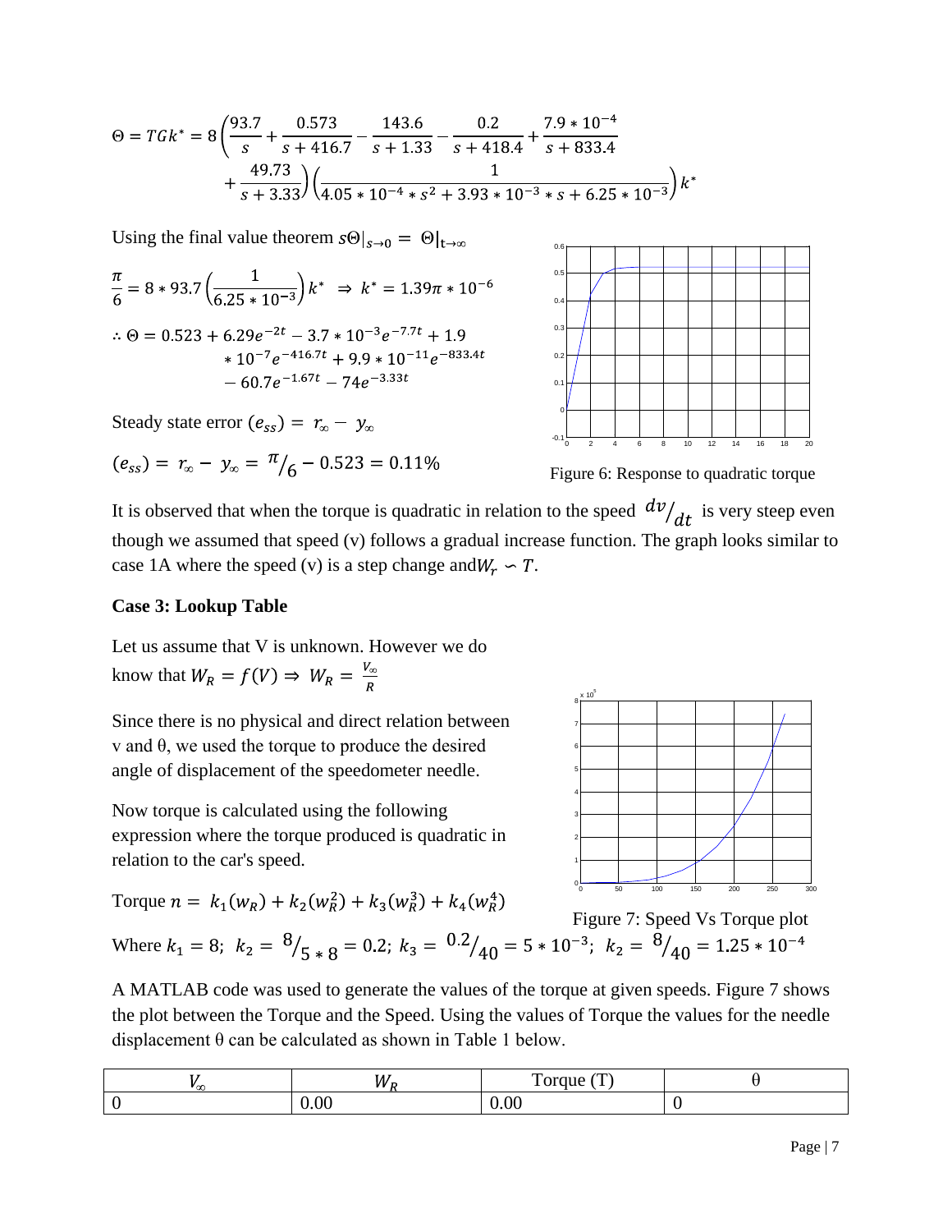$$\Theta = TGk^* = 8\left(\frac{93.7}{s} + \frac{0.573}{s+416.7} - \frac{143.6}{s+1.33} - \frac{0.2}{s+418.4} + \frac{7.9*10^{-4}}{s+833.4} + \frac{49.73}{s+3.33}\right)\left(\frac{1}{4.05*10^{-4}*s^2 + 3.93*10^{-3}*s + 6.25*10^{-3}}\right)k^*$$

Using the final value theorem $s\Theta|_{s\to 0} = \Theta|_{t\to\infty}$

$$\frac{\pi}{6} = 8*93.7\left(\frac{1}{6.25*10^{-3}}\right)k^* \;\Rightarrow\; k^* = 1.39\pi*10^{-6}$$

$$\therefore \Theta = 0.523 + 6.29e^{-2t} - 3.7*10^{-3}e^{-7.7t} + 1.9*10^{-7}e^{-416.7t} + 9.9*10^{-11}e^{-833.4t} - 60.7e^{-1.67t} - 74e^{-3.33t}$$

Steady state error $(e_{ss}) = r_\infty - y_\infty$

$$(e_{ss}) = r_\infty - y_\infty = \pi/6 - 0.523 = 0.11\%$$

Figure 6: Response to quadratic torque

It is observed that when the torque is quadratic in relation to the speed $dv/dt$ is very steep even though we assumed that speed (v) follows a gradual increase function. The graph looks similar to case 1A where the speed (v) is a step change and $W_r \backsim T$.

**Case 3: Lookup Table**

Let us assume that V is unknown. However we do know that $W_R = f(V) \Rightarrow W_R = \frac{V_\infty}{R}$

Since there is no physical and direct relation between v and θ, we used the torque to produce the desired angle of displacement of the speedometer needle.

Now torque is calculated using the following expression where the torque produced is quadratic in relation to the car's speed.

Torque $n = k_1(w_R) + k_2(w_R^2) + k_3(w_R^3) + k_4(w_R^4)$

Figure 7: Speed Vs Torque plot

Where $k_1 = 8;\; k_2 = 8/_{5*8} = 0.2;\; k_3 = 0.2/_{40} = 5*10^{-3};\; k_2 = 8/_{40} = 1.25*10^{-4}$

A MATLAB code was used to generate the values of the torque at given speeds. Figure 7 shows the plot between the Torque and the Speed. Using the values of Torque the values for the needle displacement θ can be calculated as shown in Table 1 below.

| $V_\infty$ | $W_R$ | Torque (T) | θ |
|---|---|---|---|
| 0 | 0.00 | 0.00 | 0 |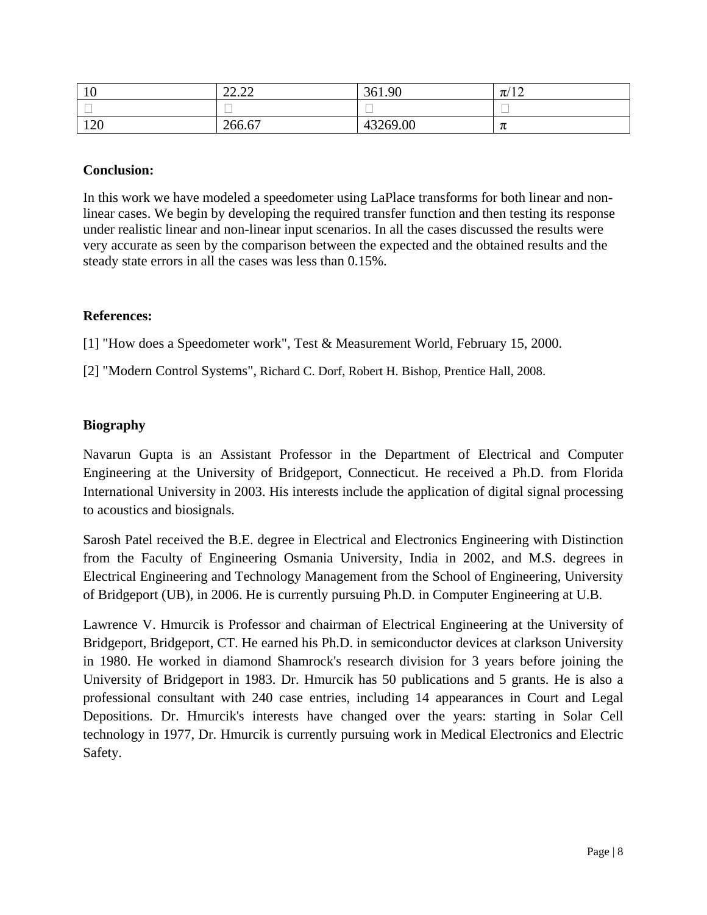| | | | |
|---|---|---|---|
| 10 | 22.22 | 361.90 | π/12 |
|  |  |  |  |
| 120 | 266.67 | 43269.00 | π |

**Conclusion:**

In this work we have modeled a speedometer using LaPlace transforms for both linear and non-linear cases. We begin by developing the required transfer function and then testing its response under realistic linear and non-linear input scenarios. In all the cases discussed the results were very accurate as seen by the comparison between the expected and the obtained results and the steady state errors in all the cases was less than 0.15%.

**References:**

[1] "How does a Speedometer work", Test & Measurement World, February 15, 2000.

[2] "Modern Control Systems", Richard C. Dorf, Robert H. Bishop, Prentice Hall, 2008.

**Biography**

Navarun Gupta is an Assistant Professor in the Department of Electrical and Computer Engineering at the University of Bridgeport, Connecticut. He received a Ph.D. from Florida International University in 2003. His interests include the application of digital signal processing to acoustics and biosignals.

Sarosh Patel received the B.E. degree in Electrical and Electronics Engineering with Distinction from the Faculty of Engineering Osmania University, India in 2002, and M.S. degrees in Electrical Engineering and Technology Management from the School of Engineering, University of Bridgeport (UB), in 2006. He is currently pursuing Ph.D. in Computer Engineering at U.B.

Lawrence V. Hmurcik is Professor and chairman of Electrical Engineering at the University of Bridgeport, Bridgeport, CT. He earned his Ph.D. in semiconductor devices at clarkson University in 1980. He worked in diamond Shamrock's research division for 3 years before joining the University of Bridgeport in 1983. Dr. Hmurcik has 50 publications and 5 grants. He is also a professional consultant with 240 case entries, including 14 appearances in Court and Legal Depositions. Dr. Hmurcik's interests have changed over the years: starting in Solar Cell technology in 1977, Dr. Hmurcik is currently pursuing work in Medical Electronics and Electric Safety.